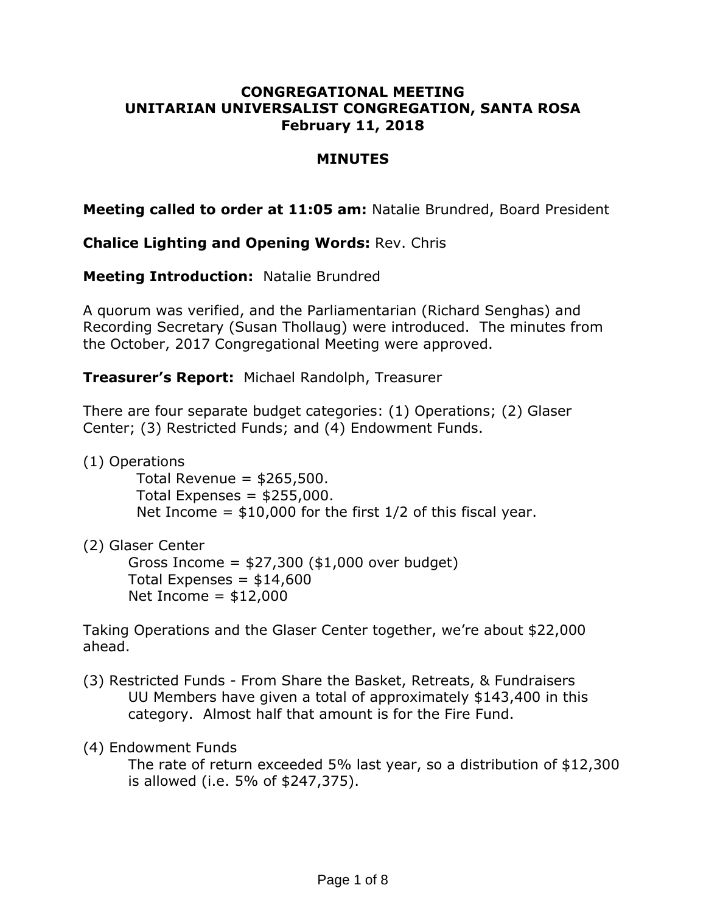**CONGREGATIONAL MEETING**
**UNITARIAN UNIVERSALIST CONGREGATION, SANTA ROSA**
**February 11, 2018**

**MINUTES**

**Meeting called to order at 11:05 am:** Natalie Brundred, Board President

**Chalice Lighting and Opening Words:** Rev. Chris

**Meeting Introduction:** Natalie Brundred

A quorum was verified, and the Parliamentarian (Richard Senghas) and Recording Secretary (Susan Thollaug) were introduced. The minutes from the October, 2017 Congregational Meeting were approved.

**Treasurer's Report:** Michael Randolph, Treasurer

There are four separate budget categories: (1) Operations; (2) Glaser Center; (3) Restricted Funds; and (4) Endowment Funds.

(1) Operations
- Total Revenue = $265,500.
- Total Expenses = $255,000.
- Net Income = $10,000 for the first 1/2 of this fiscal year.

(2) Glaser Center
- Gross Income = $27,300 ($1,000 over budget)
- Total Expenses = $14,600
- Net Income = $12,000

Taking Operations and the Glaser Center together, we're about $22,000 ahead.

(3) Restricted Funds - From Share the Basket, Retreats, & Fundraisers
UU Members have given a total of approximately $143,400 in this category. Almost half that amount is for the Fire Fund.

(4) Endowment Funds
The rate of return exceeded 5% last year, so a distribution of $12,300 is allowed (i.e. 5% of $247,375).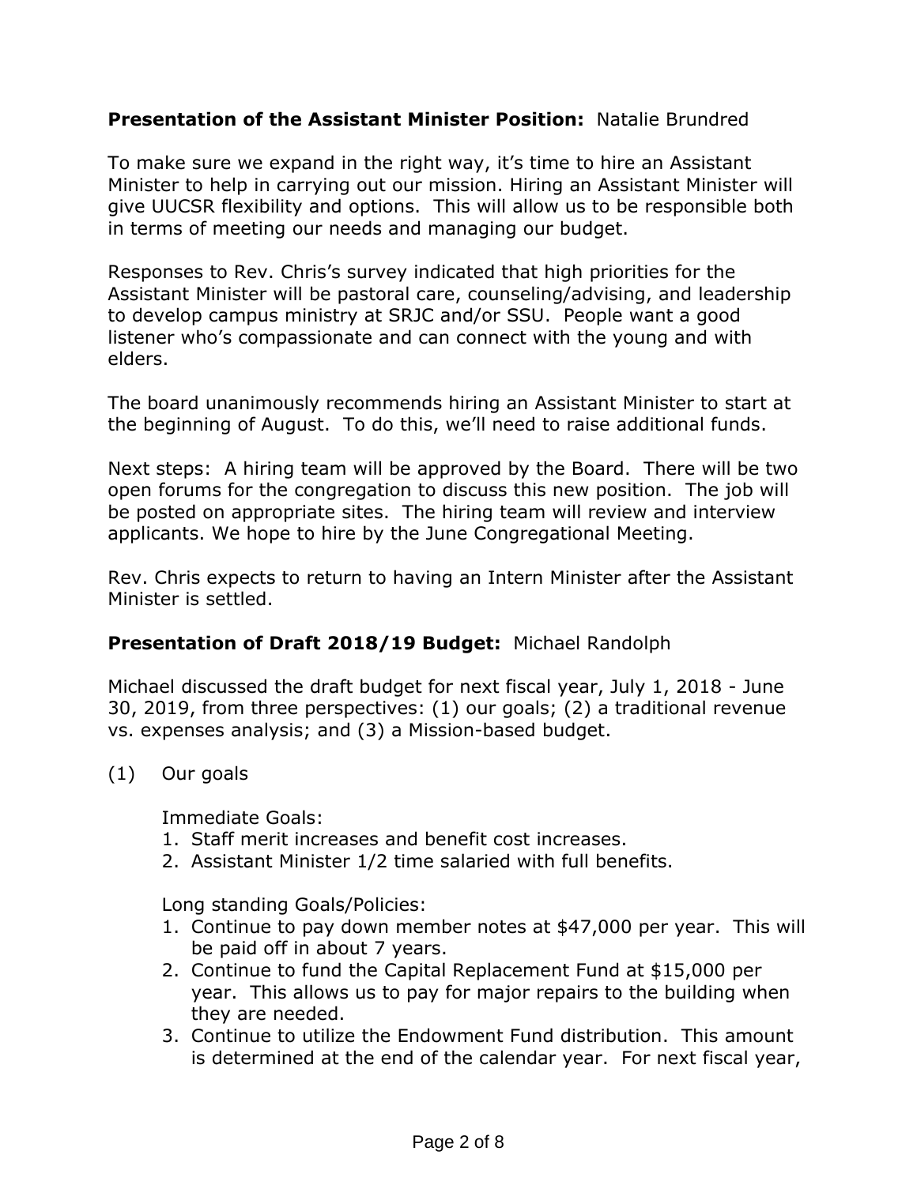**Presentation of the Assistant Minister Position:** Natalie Brundred

To make sure we expand in the right way, it's time to hire an Assistant Minister to help in carrying out our mission. Hiring an Assistant Minister will give UUCSR flexibility and options. This will allow us to be responsible both in terms of meeting our needs and managing our budget.

Responses to Rev. Chris's survey indicated that high priorities for the Assistant Minister will be pastoral care, counseling/advising, and leadership to develop campus ministry at SRJC and/or SSU. People want a good listener who's compassionate and can connect with the young and with elders.

The board unanimously recommends hiring an Assistant Minister to start at the beginning of August. To do this, we'll need to raise additional funds.

Next steps: A hiring team will be approved by the Board. There will be two open forums for the congregation to discuss this new position. The job will be posted on appropriate sites. The hiring team will review and interview applicants. We hope to hire by the June Congregational Meeting.

Rev. Chris expects to return to having an Intern Minister after the Assistant Minister is settled.

**Presentation of Draft 2018/19 Budget:** Michael Randolph

Michael discussed the draft budget for next fiscal year, July 1, 2018 - June 30, 2019, from three perspectives: (1) our goals; (2) a traditional revenue vs. expenses analysis; and (3) a Mission-based budget.

(1) Our goals

Immediate Goals:

1. Staff merit increases and benefit cost increases.
2. Assistant Minister 1/2 time salaried with full benefits.

Long standing Goals/Policies:

1. Continue to pay down member notes at $47,000 per year. This will be paid off in about 7 years.
2. Continue to fund the Capital Replacement Fund at $15,000 per year. This allows us to pay for major repairs to the building when they are needed.
3. Continue to utilize the Endowment Fund distribution. This amount is determined at the end of the calendar year. For next fiscal year,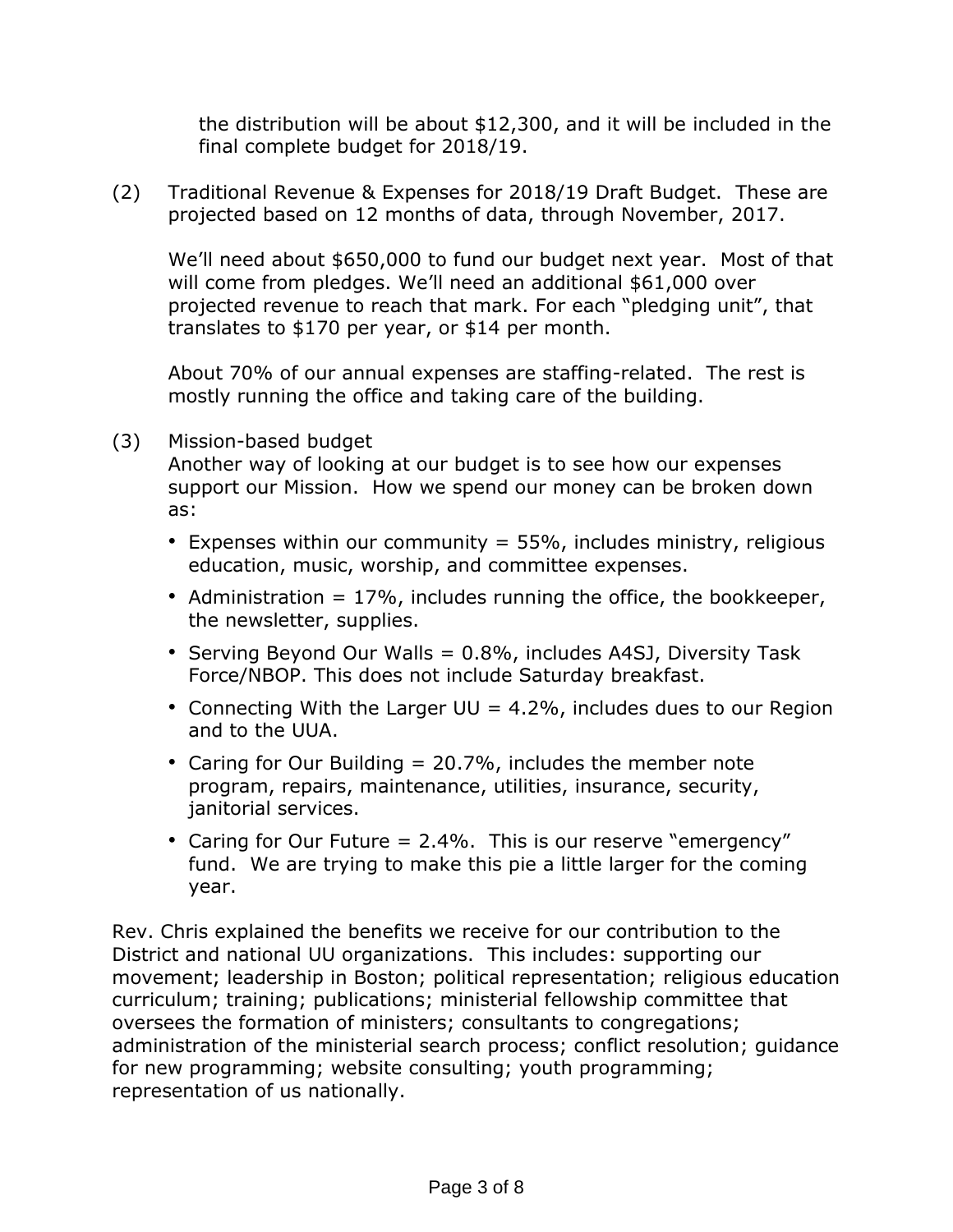the distribution will be about $12,300, and it will be included in the final complete budget for 2018/19.

(2) Traditional Revenue & Expenses for 2018/19 Draft Budget. These are projected based on 12 months of data, through November, 2017.

We'll need about $650,000 to fund our budget next year. Most of that will come from pledges. We'll need an additional $61,000 over projected revenue to reach that mark. For each "pledging unit", that translates to $170 per year, or $14 per month.

About 70% of our annual expenses are staffing-related. The rest is mostly running the office and taking care of the building.

(3) Mission-based budget
Another way of looking at our budget is to see how our expenses support our Mission. How we spend our money can be broken down as:

- Expenses within our community = 55%, includes ministry, religious education, music, worship, and committee expenses.
- Administration = 17%, includes running the office, the bookkeeper, the newsletter, supplies.
- Serving Beyond Our Walls = 0.8%, includes A4SJ, Diversity Task Force/NBOP. This does not include Saturday breakfast.
- Connecting With the Larger UU = 4.2%, includes dues to our Region and to the UUA.
- Caring for Our Building = 20.7%, includes the member note program, repairs, maintenance, utilities, insurance, security, janitorial services.
- Caring for Our Future = 2.4%. This is our reserve "emergency" fund. We are trying to make this pie a little larger for the coming year.

Rev. Chris explained the benefits we receive for our contribution to the District and national UU organizations. This includes: supporting our movement; leadership in Boston; political representation; religious education curriculum; training; publications; ministerial fellowship committee that oversees the formation of ministers; consultants to congregations; administration of the ministerial search process; conflict resolution; guidance for new programming; website consulting; youth programming; representation of us nationally.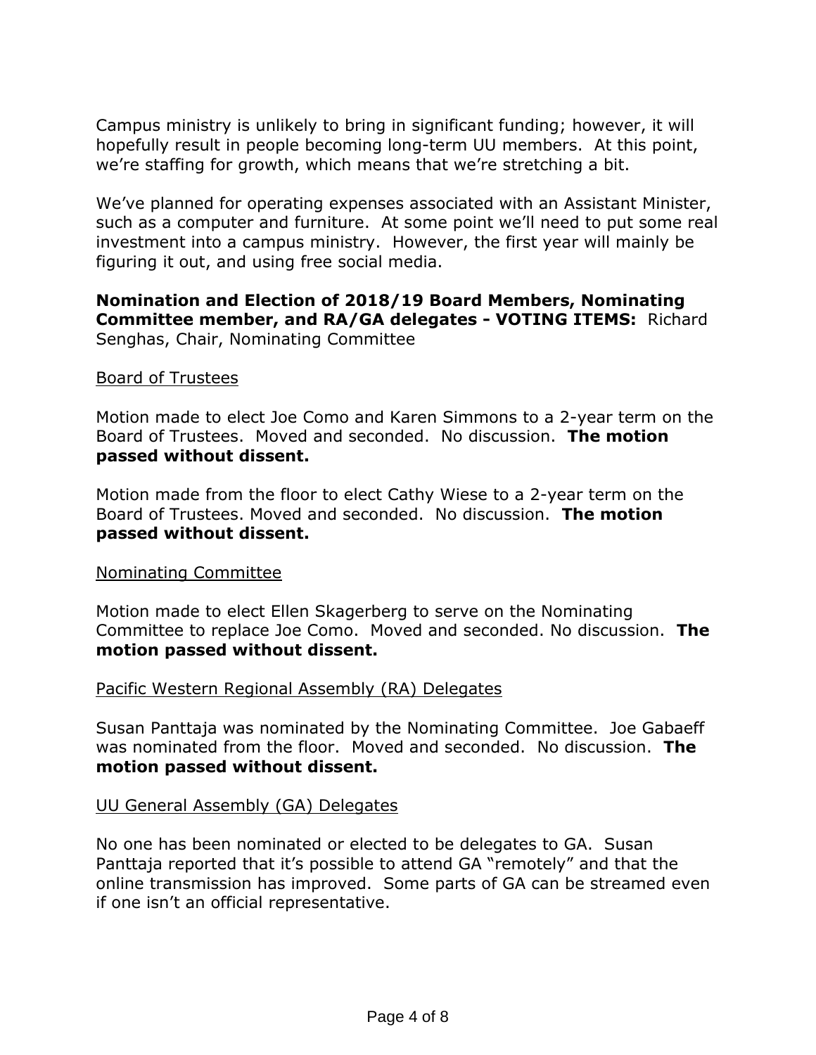Campus ministry is unlikely to bring in significant funding; however, it will hopefully result in people becoming long-term UU members. At this point, we're staffing for growth, which means that we're stretching a bit.

We've planned for operating expenses associated with an Assistant Minister, such as a computer and furniture. At some point we'll need to put some real investment into a campus ministry. However, the first year will mainly be figuring it out, and using free social media.

**Nomination and Election of 2018/19 Board Members, Nominating Committee member, and RA/GA delegates - VOTING ITEMS:** Richard Senghas, Chair, Nominating Committee

Board of Trustees

Motion made to elect Joe Como and Karen Simmons to a 2-year term on the Board of Trustees. Moved and seconded. No discussion. **The motion passed without dissent.**

Motion made from the floor to elect Cathy Wiese to a 2-year term on the Board of Trustees. Moved and seconded. No discussion. **The motion passed without dissent.**

Nominating Committee

Motion made to elect Ellen Skagerberg to serve on the Nominating Committee to replace Joe Como. Moved and seconded. No discussion. **The motion passed without dissent.**

Pacific Western Regional Assembly (RA) Delegates

Susan Panttaja was nominated by the Nominating Committee. Joe Gabaeff was nominated from the floor. Moved and seconded. No discussion. **The motion passed without dissent.**

UU General Assembly (GA) Delegates

No one has been nominated or elected to be delegates to GA. Susan Panttaja reported that it's possible to attend GA "remotely" and that the online transmission has improved. Some parts of GA can be streamed even if one isn't an official representative.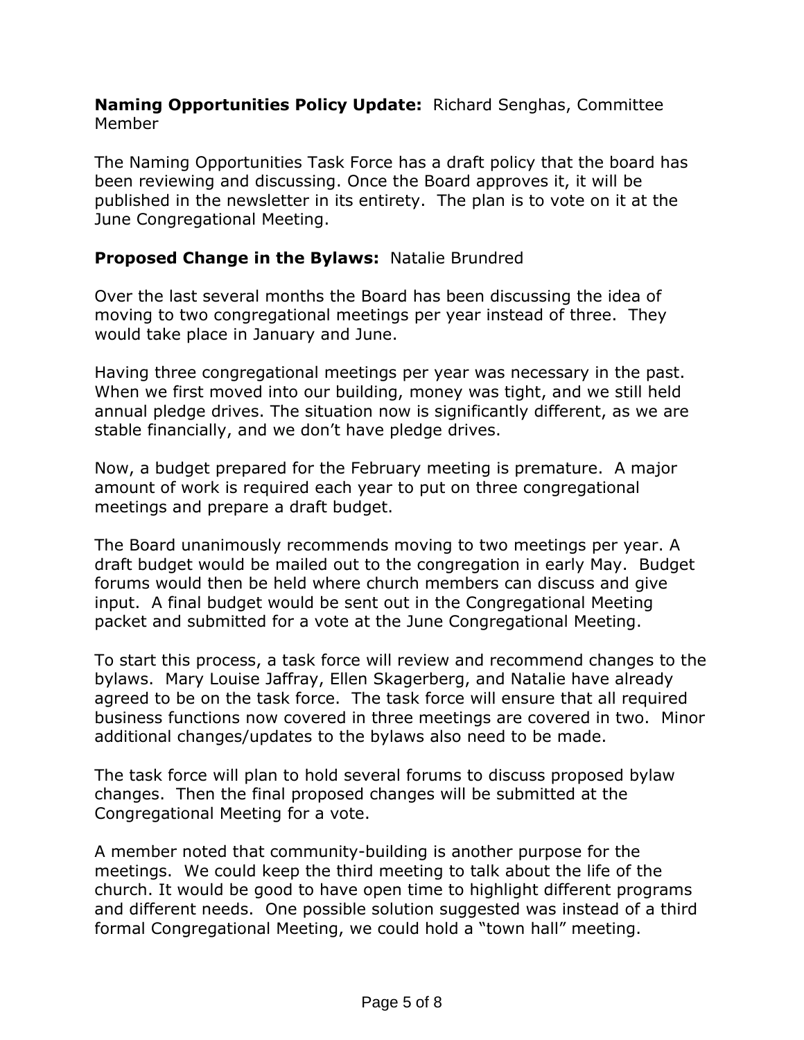**Naming Opportunities Policy Update:** Richard Senghas, Committee Member

The Naming Opportunities Task Force has a draft policy that the board has been reviewing and discussing. Once the Board approves it, it will be published in the newsletter in its entirety. The plan is to vote on it at the June Congregational Meeting.

**Proposed Change in the Bylaws:** Natalie Brundred

Over the last several months the Board has been discussing the idea of moving to two congregational meetings per year instead of three. They would take place in January and June.

Having three congregational meetings per year was necessary in the past. When we first moved into our building, money was tight, and we still held annual pledge drives. The situation now is significantly different, as we are stable financially, and we don't have pledge drives.

Now, a budget prepared for the February meeting is premature. A major amount of work is required each year to put on three congregational meetings and prepare a draft budget.

The Board unanimously recommends moving to two meetings per year. A draft budget would be mailed out to the congregation in early May. Budget forums would then be held where church members can discuss and give input. A final budget would be sent out in the Congregational Meeting packet and submitted for a vote at the June Congregational Meeting.

To start this process, a task force will review and recommend changes to the bylaws. Mary Louise Jaffray, Ellen Skagerberg, and Natalie have already agreed to be on the task force. The task force will ensure that all required business functions now covered in three meetings are covered in two. Minor additional changes/updates to the bylaws also need to be made.

The task force will plan to hold several forums to discuss proposed bylaw changes. Then the final proposed changes will be submitted at the Congregational Meeting for a vote.

A member noted that community-building is another purpose for the meetings. We could keep the third meeting to talk about the life of the church. It would be good to have open time to highlight different programs and different needs. One possible solution suggested was instead of a third formal Congregational Meeting, we could hold a "town hall" meeting.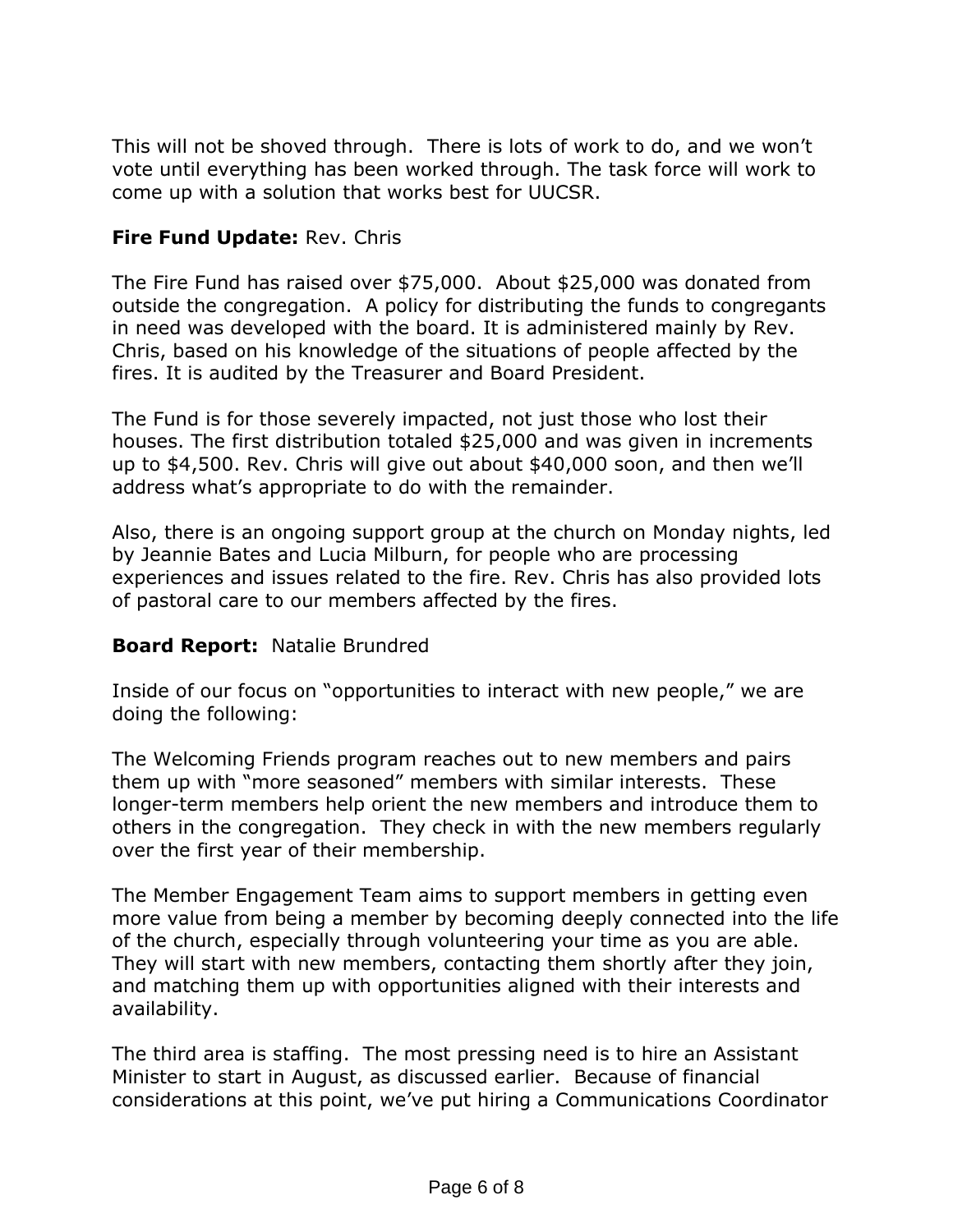This will not be shoved through. There is lots of work to do, and we won't vote until everything has been worked through. The task force will work to come up with a solution that works best for UUCSR.

**Fire Fund Update:** Rev. Chris

The Fire Fund has raised over $75,000. About $25,000 was donated from outside the congregation. A policy for distributing the funds to congregants in need was developed with the board. It is administered mainly by Rev. Chris, based on his knowledge of the situations of people affected by the fires. It is audited by the Treasurer and Board President.

The Fund is for those severely impacted, not just those who lost their houses. The first distribution totaled $25,000 and was given in increments up to $4,500. Rev. Chris will give out about $40,000 soon, and then we'll address what's appropriate to do with the remainder.

Also, there is an ongoing support group at the church on Monday nights, led by Jeannie Bates and Lucia Milburn, for people who are processing experiences and issues related to the fire. Rev. Chris has also provided lots of pastoral care to our members affected by the fires.

**Board Report:** Natalie Brundred

Inside of our focus on "opportunities to interact with new people," we are doing the following:

The Welcoming Friends program reaches out to new members and pairs them up with "more seasoned" members with similar interests. These longer-term members help orient the new members and introduce them to others in the congregation. They check in with the new members regularly over the first year of their membership.

The Member Engagement Team aims to support members in getting even more value from being a member by becoming deeply connected into the life of the church, especially through volunteering your time as you are able. They will start with new members, contacting them shortly after they join, and matching them up with opportunities aligned with their interests and availability.

The third area is staffing. The most pressing need is to hire an Assistant Minister to start in August, as discussed earlier. Because of financial considerations at this point, we've put hiring a Communications Coordinator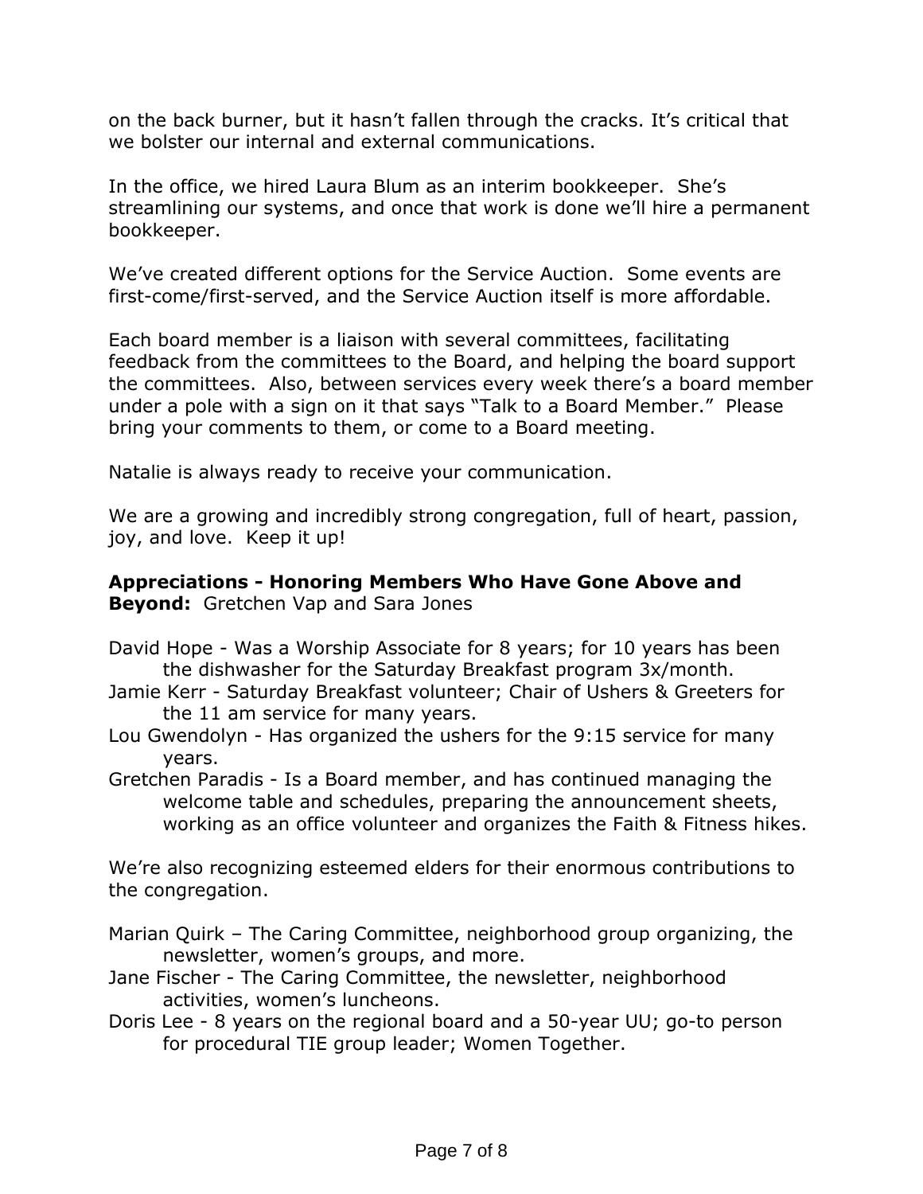on the back burner, but it hasn't fallen through the cracks. It's critical that we bolster our internal and external communications.

In the office, we hired Laura Blum as an interim bookkeeper. She's streamlining our systems, and once that work is done we'll hire a permanent bookkeeper.

We've created different options for the Service Auction. Some events are first-come/first-served, and the Service Auction itself is more affordable.

Each board member is a liaison with several committees, facilitating feedback from the committees to the Board, and helping the board support the committees. Also, between services every week there's a board member under a pole with a sign on it that says "Talk to a Board Member." Please bring your comments to them, or come to a Board meeting.

Natalie is always ready to receive your communication.

We are a growing and incredibly strong congregation, full of heart, passion, joy, and love. Keep it up!

**Appreciations - Honoring Members Who Have Gone Above and Beyond:** Gretchen Vap and Sara Jones

David Hope - Was a Worship Associate for 8 years; for 10 years has been the dishwasher for the Saturday Breakfast program 3x/month.

Jamie Kerr - Saturday Breakfast volunteer; Chair of Ushers & Greeters for the 11 am service for many years.

Lou Gwendolyn - Has organized the ushers for the 9:15 service for many years.

Gretchen Paradis - Is a Board member, and has continued managing the welcome table and schedules, preparing the announcement sheets, working as an office volunteer and organizes the Faith & Fitness hikes.

We're also recognizing esteemed elders for their enormous contributions to the congregation.

Marian Quirk – The Caring Committee, neighborhood group organizing, the newsletter, women's groups, and more.

Jane Fischer - The Caring Committee, the newsletter, neighborhood activities, women's luncheons.

Doris Lee - 8 years on the regional board and a 50-year UU; go-to person for procedural TIE group leader; Women Together.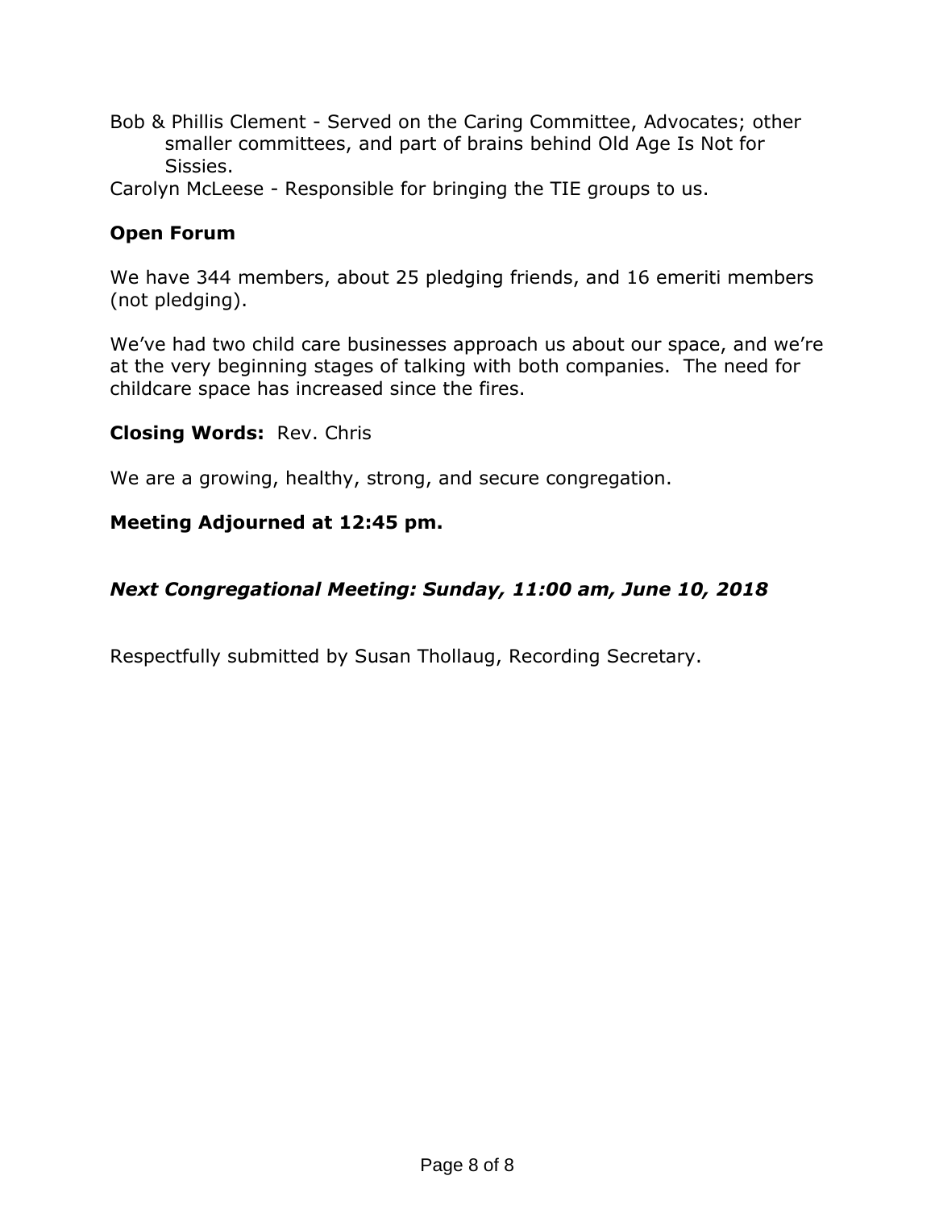Bob & Phillis Clement - Served on the Caring Committee, Advocates; other smaller committees, and part of brains behind Old Age Is Not for Sissies.

Carolyn McLeese - Responsible for bringing the TIE groups to us.

**Open Forum**

We have 344 members, about 25 pledging friends, and 16 emeriti members (not pledging).

We've had two child care businesses approach us about our space, and we're at the very beginning stages of talking with both companies. The need for childcare space has increased since the fires.

**Closing Words:** Rev. Chris

We are a growing, healthy, strong, and secure congregation.

**Meeting Adjourned at 12:45 pm.**

***Next Congregational Meeting: Sunday, 11:00 am, June 10, 2018***

Respectfully submitted by Susan Thollaug, Recording Secretary.